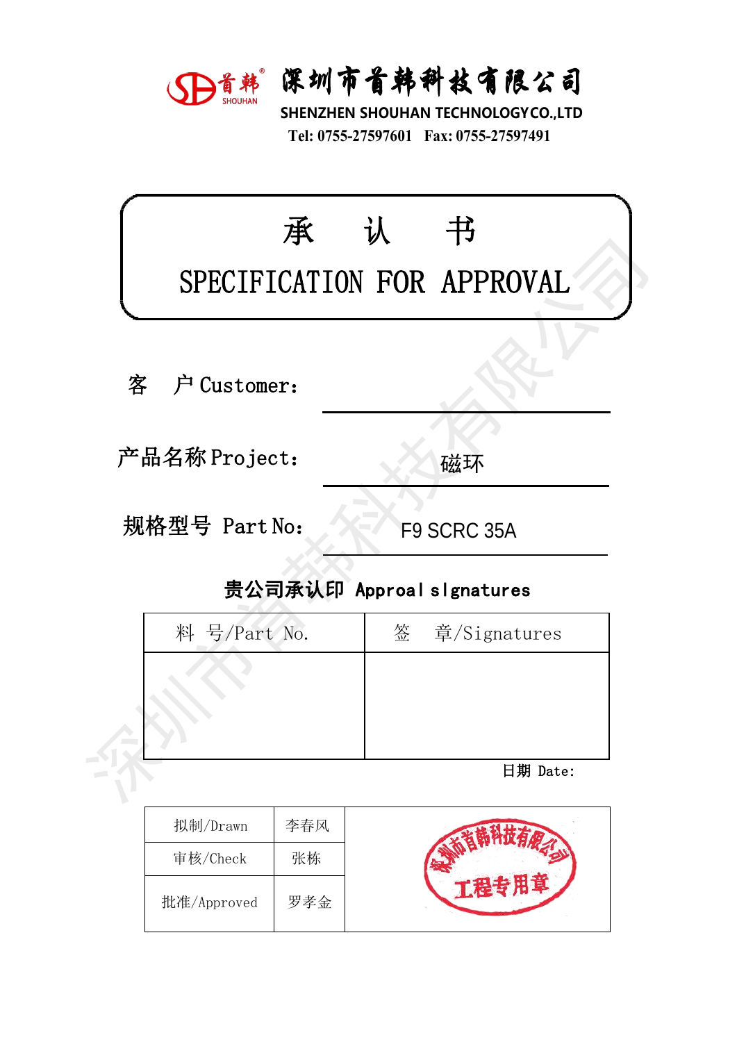# 深圳市首韩科技有限公司

SHENZHEN SHOUHAN TECHNOLOGY CO.,LTD

Tel: 0755-27597601　Fax: 0755-27597491

# 承　认　书

# SPECIFICATION FOR APPROVAL

客　户 Customer:

产品名称 Project: 磁环

规格型号 Part No: F9 SCRC 35A

**贵公司承认印 Approal signatures**

| 料　号/Part No. | 签　章/Signatures |
| --- | --- |
| | |

日期 Date:

| 拟制/Drawn | 李春风 | 深圳市首韩科技有限公司 工程专用章 |
| --- | --- | --- |
| 审核/Check | 张栋 | |
| 批准/Approved | 罗孝金 | |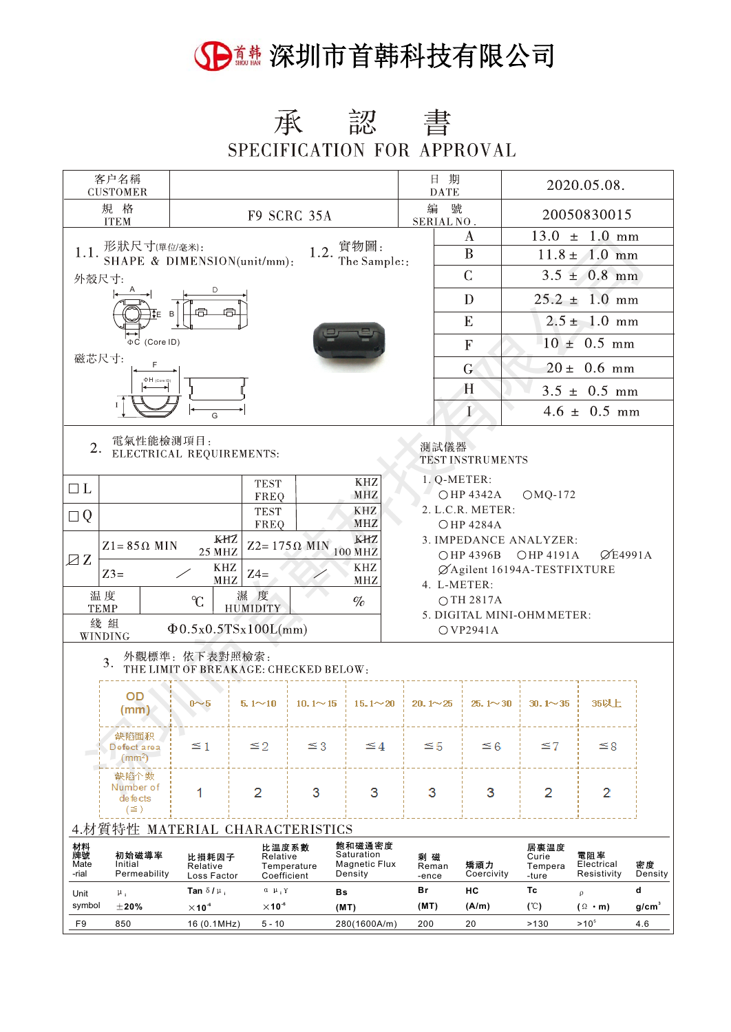# 深圳市首韩科技有限公司

## 承　認　書
## SPECIFICATION FOR APPROVAL

| 客户名稱 CUSTOMER | | 日 期 DATE | 2020.05.08. |
|---|---|---|---|
| 規 格 ITEM | F9 SCRC 35A | 編 號 SERIAL NO . | 20050830015 |

1.1. 形狀尺寸(單位/毫米): SHAPE & DIMENSION(unit/mm):

1.2. 實物圖: The Sample::

外殼尺寸:

磁芯尺寸:

| | |
|---|---|
| A | 13.0 ± 1.0 mm |
| B | 11.8 ± 1.0 mm |
| C | 3.5 ± 0.8 mm |
| D | 25.2 ± 1.0 mm |
| E | 2.5 ± 1.0 mm |
| F | 10 ± 0.5 mm |
| G | 20 ± 0.6 mm |
| H | 3.5 ± 0.5 mm |
| I | 4.6 ± 0.5 mm |

2. 電氣性能檢測項目: ELECTRICAL REQUIREMENTS:

| | | | | |
|---|---|---|---|---|
| □ L | | | TEST FREQ | KHZ MHZ |
| □ Q | | | TEST FREQ | KHZ MHZ |
| ☑ Z | Z1= 85Ω MIN | ~~KHZ~~ 25 MHZ | Z2= 175Ω MIN | ~~KHZ~~ 100 MHZ |
| | Z3= / | KHZ MHZ | Z4= / | KHZ MHZ |
| 溫 度 TEMP | ℃ | 濕 度 HUMIDITY | % | |
| 綫 組 WINDING | Φ0.5x0.5TSx100L(mm) | | | |

測試儀器 TEST INSTRUMENTS

1. Q-METER:
   ○HP 4342A ○MQ-172
2. L.C.R. METER:
   ○HP 4284A
3. IMPEDANCE ANALYZER:
   ○HP 4396B ○HP 4191A ⌀E4991A
   ⌀Agilent 16194A-TESTFIXTURE
4. L-METER:
   ○TH 2817A
5. DIGITAL MINI-OHM METER:
   ○VP2941A

3. 外觀標準：依下表對照檢索：
THE LIMIT OF BREAKAGE: CHECKED BELOW:

| OD (mm) | 0~5 | 5.1~10 | 10.1~15 | 15.1~20 | 20.1~25 | 25.1~30 | 30.1~35 | 35以上 |
|---|---|---|---|---|---|---|---|---|
| 缺陷面积 Defect area ($mm^2$) | ≤1 | ≤2 | ≤3 | ≤4 | ≤5 | ≤6 | ≤7 | ≤8 |
| 缺陷个数 Number of defects (≤) | 1 | 2 | 3 | 3 | 3 | 3 | 2 | 2 |

4.材質特性 MATERIAL CHARACTERISTICS

| 材料 牌號 Mate -rial | 初始磁導率 Initial Permeability | 比損耗因子 Relative Loss Factor | 比溫度系數 Relative Temperature Coefficient | 飽和磁通密度 Saturation Magnetic Flux Density | 剩 磁 Reman -ence | 矯頑力 Coercivity | 居裏溫度 Curie Tempera -ture | 電阻率 Electrical Resistivity | 密度 Density |
|---|---|---|---|---|---|---|---|---|---|
| Unit symbol | $\mu_i$ ±20% | Tan $\delta/\mu_i$ $\times10^{-6}$ | $\alpha\ \mu_i Y$ $\times10^{-6}$ | Bs (MT) | Br (MT) | HC (A/m) | Tc (℃) | ρ (Ω・m) | d g/$cm^3$ |
| F9 | 850 | 16 (0.1MHz) | 5 - 10 | 280(1600A/m) | 200 | 20 | >130 | >$10^5$ | 4.6 |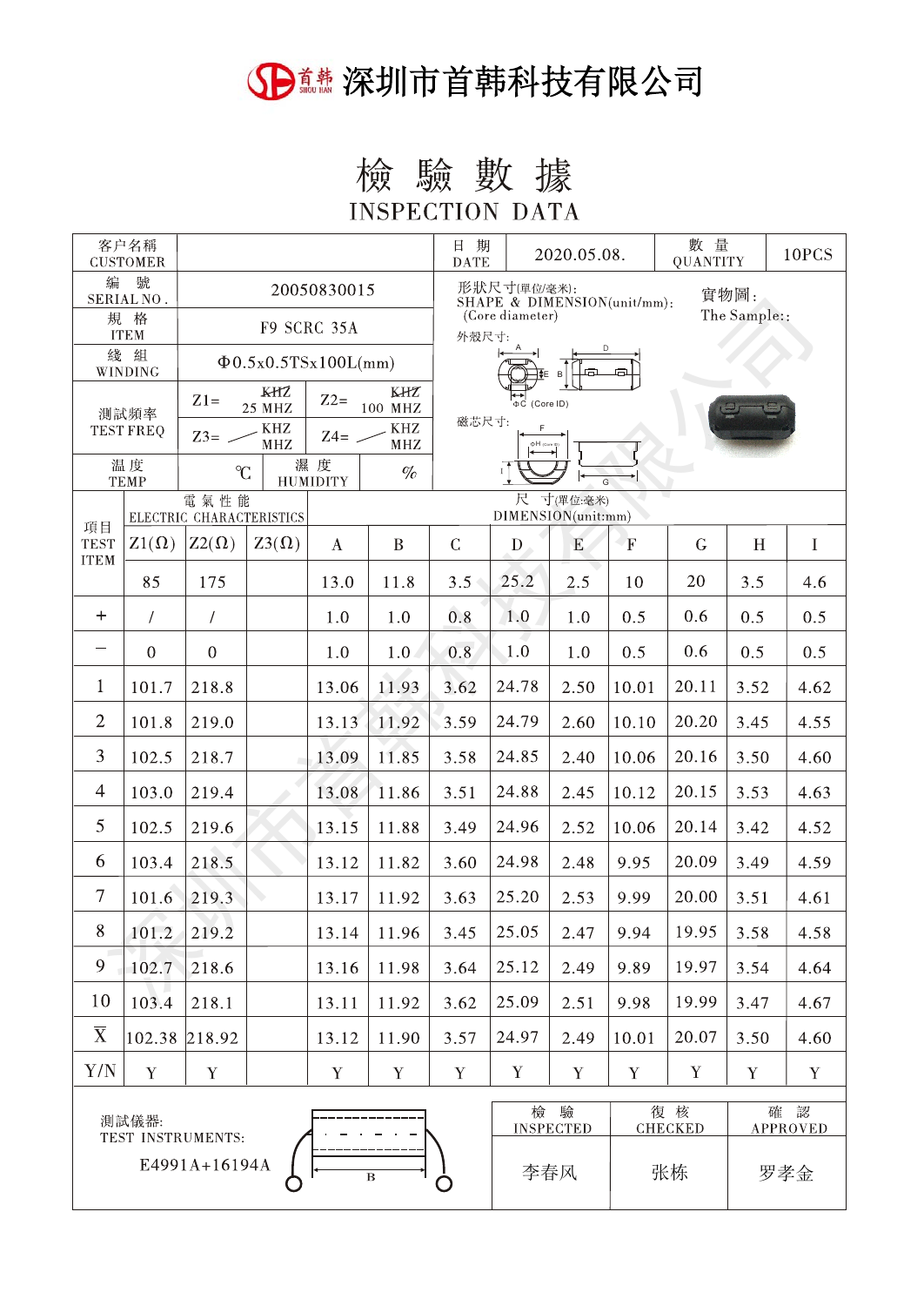# 深圳市首韩科技有限公司

# 檢 驗 數 據
## INSPECTION DATA

| 客户名稱 CUSTOMER | | 日 期 DATE | 2020.05.08. | 數 量 QUANTITY | 10PCS |
|---|---|---|---|---|---|
| 編 號 SERIAL NO. | 20050830015 | 形狀尺寸(單位/毫米): SHAPE & DIMENSION(unit/mm): (Core diameter) | | 實物圖: The Sample:: | |
| 規 格 ITEM | F9 SCRC 35A | 外殼尺寸: | | | |
| 綫 組 WINDING | Φ0.5x0.5TSx100L(mm) | | | | |
| 測試頻率 TEST FREQ | Z1= ~~KHZ~~ 25 MHZ; Z2= ~~KHZ~~ 100 MHZ; Z3= KHZ MHZ; Z4= KHZ MHZ | 磁芯尺寸: | | | |
| 温 度 TEMP | ℃; 濕 度 HUMIDITY %| | | | |

| 項目 TEST ITEM | 電 氣 性 能 ELECTRIC CHARACTERISTICS | | | 尺 寸(單位:毫米) DIMENSION(unit:mm) | | | | | | | | |
|---|---|---|---|---|---|---|---|---|---|---|---|---|
| | Z1(Ω) | Z2(Ω) | Z3(Ω) | A | B | C | D | E | F | G | H | I |
| | 85 | 175 | | 13.0 | 11.8 | 3.5 | 25.2 | 2.5 | 10 | 20 | 3.5 | 4.6 |
| + | / | / | | 1.0 | 1.0 | 0.8 | 1.0 | 1.0 | 0.5 | 0.6 | 0.5 | 0.5 |
| − | 0 | 0 | | 1.0 | 1.0 | 0.8 | 1.0 | 1.0 | 0.5 | 0.6 | 0.5 | 0.5 |
| 1 | 101.7 | 218.8 | | 13.06 | 11.93 | 3.62 | 24.78 | 2.50 | 10.01 | 20.11 | 3.52 | 4.62 |
| 2 | 101.8 | 219.0 | | 13.13 | 11.92 | 3.59 | 24.79 | 2.60 | 10.10 | 20.20 | 3.45 | 4.55 |
| 3 | 102.5 | 218.7 | | 13.09 | 11.85 | 3.58 | 24.85 | 2.40 | 10.06 | 20.16 | 3.50 | 4.60 |
| 4 | 103.0 | 219.4 | | 13.08 | 11.86 | 3.51 | 24.88 | 2.45 | 10.12 | 20.15 | 3.53 | 4.63 |
| 5 | 102.5 | 219.6 | | 13.15 | 11.88 | 3.49 | 24.96 | 2.52 | 10.06 | 20.14 | 3.42 | 4.52 |
| 6 | 103.4 | 218.5 | | 13.12 | 11.82 | 3.60 | 24.98 | 2.48 | 9.95 | 20.09 | 3.49 | 4.59 |
| 7 | 101.6 | 219.3 | | 13.17 | 11.92 | 3.63 | 25.20 | 2.53 | 9.99 | 20.00 | 3.51 | 4.61 |
| 8 | 101.2 | 219.2 | | 13.14 | 11.96 | 3.45 | 25.05 | 2.47 | 9.94 | 19.95 | 3.58 | 4.58 |
| 9 | 102.7 | 218.6 | | 13.16 | 11.98 | 3.64 | 25.12 | 2.49 | 9.89 | 19.97 | 3.54 | 4.64 |
| 10 | 103.4 | 218.1 | | 13.11 | 11.92 | 3.62 | 25.09 | 2.51 | 9.98 | 19.99 | 3.47 | 4.67 |
| $\bar{X}$ | 102.38 | 218.92 | | 13.12 | 11.90 | 3.57 | 24.97 | 2.49 | 10.01 | 20.07 | 3.50 | 4.60 |
| Y/N | Y | Y | | Y | Y | Y | Y | Y | Y | Y | Y | Y |

測試儀器:
TEST INSTRUMENTS:
E4991A+16194A

| 檢 驗 INSPECTED | 復 核 CHECKED | 確 認 APPROVED |
|---|---|---|
| 李春风 | 张栋 | 罗孝金 |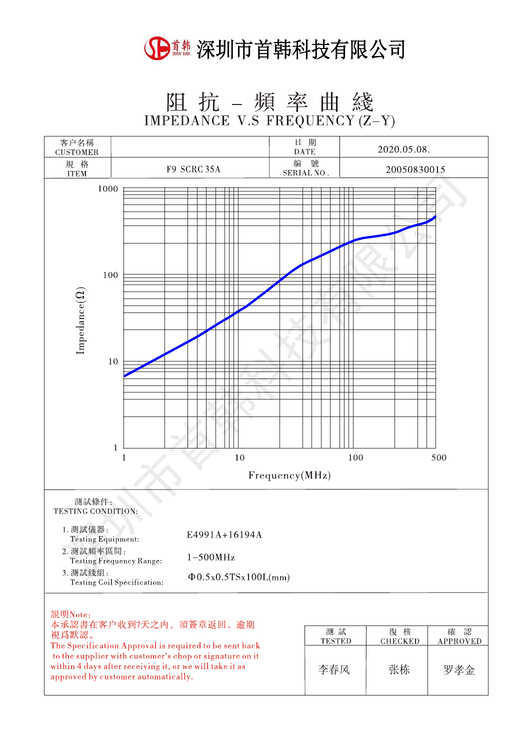# 深圳市首韩科技有限公司

## 阻 抗 – 頻 率 曲 綫
## IMPEDANCE V.S FREQUENCY (Z–Y)

| | | | |
|---|---|---|---|
| 客户名稱 CUSTOMER | | 日 期 DATE | 2020.05.08. |
| 規 格 ITEM | F9 SCRC 35A | 编 號 SERIAL NO . | 20050830015 |

1000
100
10
1
Impedance(Ω)
1
10
100
500
Frequency(MHz)

測試條件:
TESTING CONDITION:

1. 測試儀器: Testing Equipment: E4991A+16194A
2. 測試頻率區間: Testing Frequency Range: 1–500MHz
3. 測試綫組: Testing Coil Specification: Φ0.5x0.5TSx100L(mm)

說明Note:
本承認書在客户收到7天之内, 須簽章返回, 逾期視爲默認。
The Specification Approval is required to be sent back to the supplier with customer's chop or signature on it within 4 days after receiving it, or we will take it as approved by customer automatically.

| 測 試 TESTED | 復 核 CHECKED | 確 認 APPROVED |
|---|---|---|
| 李春风 | 张栋 | 罗孝金 |